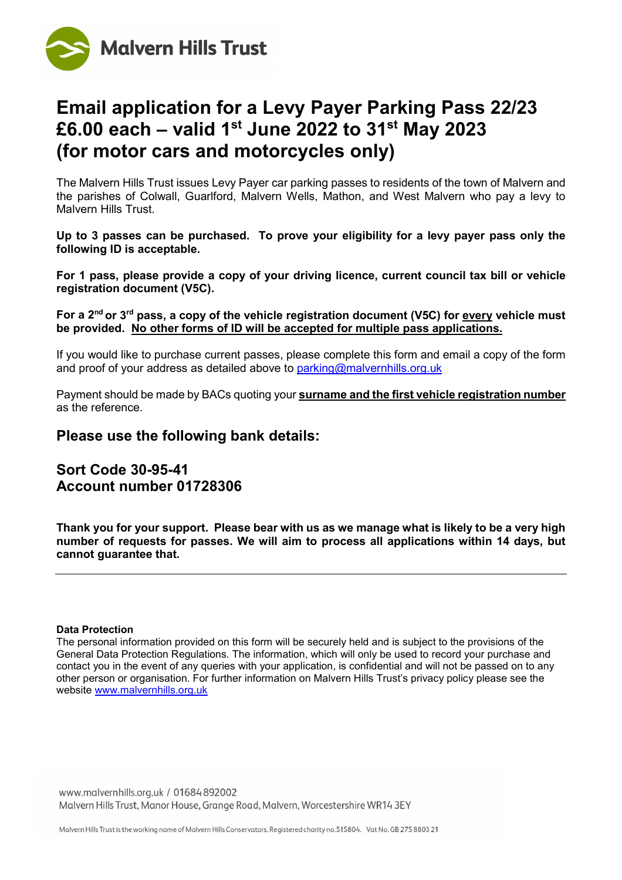Malvern Hills Trust

# Email application for a Levy Payer Parking Pass 22/23 £6.00 each – valid 1st June 2022 to 31st May 2023 (for motor cars and motorcycles only)

The Malvern Hills Trust issues Levy Payer car parking passes to residents of the town of Malvern and the parishes of Colwall, Guarlford, Malvern Wells, Mathon, and West Malvern who pay a levy to Malvern Hills Trust.

**Up to 3 passes can be purchased. To prove your eligibility for a levy payer pass only the following ID is acceptable.**

**For 1 pass, please provide a copy of your driving licence, current council tax bill or vehicle registration document (V5C).**

**For a 2nd or 3rd pass, a copy of the vehicle registration document (V5C) for <u>every</u> vehicle must be provided. <u>No other forms of ID will be accepted for multiple pass applications.</u>**

If you would like to purchase current passes, please complete this form and email a copy of the form and proof of your address as detailed above to parking@malvernhills.org.uk

Payment should be made by BACs quoting your **<u>surname and the first vehicle registration number</u>** as the reference.

## Please use the following bank details:

## Sort Code 30-95-41
## Account number 01728306

**Thank you for your support. Please bear with us as we manage what is likely to be a very high number of requests for passes. We will aim to process all applications within 14 days, but cannot guarantee that.**

---

**Data Protection**

The personal information provided on this form will be securely held and is subject to the provisions of the General Data Protection Regulations. The information, which will only be used to record your purchase and contact you in the event of any queries with your application, is confidential and will not be passed on to any other person or organisation. For further information on Malvern Hills Trust's privacy policy please see the website www.malvernhills.org.uk

www.malvernhills.org.uk / 01684 892002
Malvern Hills Trust, Manor House, Grange Road, Malvern, Worcestershire WR14 3EY

Malvern Hills Trust is the working name of Malvern Hills Conservators. Registered charity no.515804. Vat No. GB 275 8803 21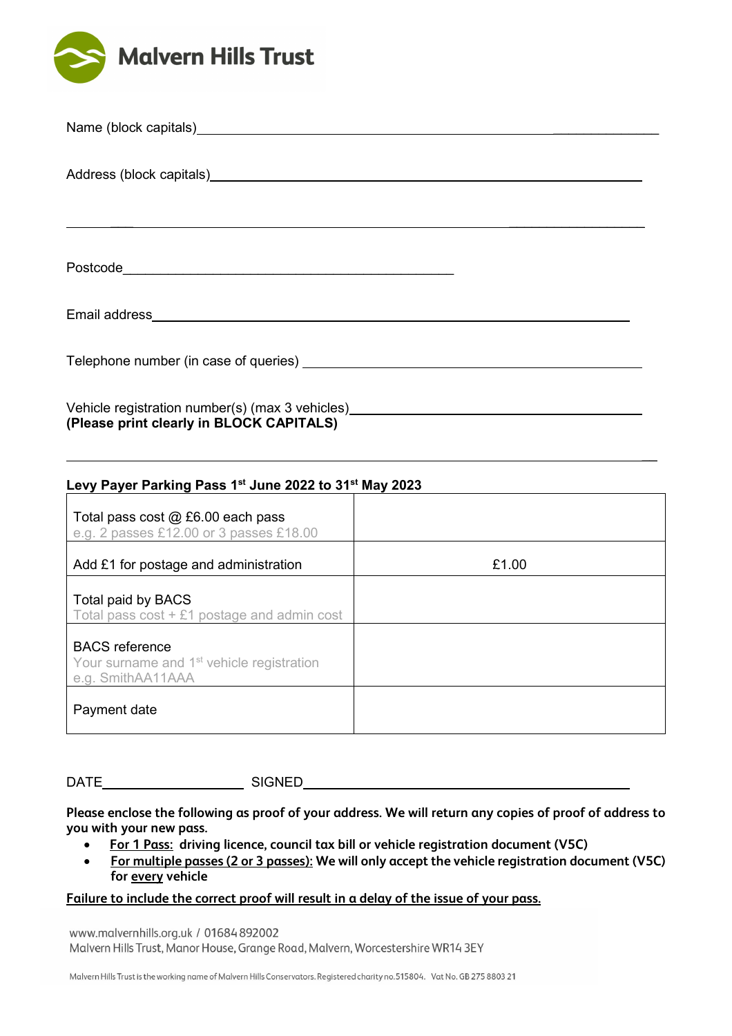Malvern Hills Trust

Name (block capitals)\_\_\_\_\_\_\_\_\_\_\_\_\_\_\_\_\_\_\_\_\_\_\_\_\_\_\_\_\_\_\_\_\_\_\_\_\_\_\_\_\_\_\_\_\_\_\_\_\_\_\_\_\_\_\_\_

Address (block capitals)\_\_\_\_\_\_\_\_\_\_\_\_\_\_\_\_\_\_\_\_\_\_\_\_\_\_\_\_\_\_\_\_\_\_\_\_\_\_\_\_\_\_\_\_\_\_\_\_\_\_\_\_\_

\_\_\_\_\_\_\_\_\_\_\_\_\_\_\_\_\_\_\_\_\_\_\_\_\_\_\_\_\_\_\_\_\_\_\_\_\_\_\_\_\_\_\_\_\_\_\_\_\_\_\_\_\_\_\_\_\_\_\_\_\_\_\_\_\_\_\_\_\_\_\_\_\_\_\_\_\_\_

Postcode\_\_\_\_\_\_\_\_\_\_\_\_\_\_\_\_\_\_\_\_\_\_\_\_\_\_\_\_\_\_\_\_\_\_\_\_\_\_\_\_\_\_\_\_

Email address\_\_\_\_\_\_\_\_\_\_\_\_\_\_\_\_\_\_\_\_\_\_\_\_\_\_\_\_\_\_\_\_\_\_\_\_\_\_\_\_\_\_\_\_\_\_\_\_\_\_\_\_\_\_\_\_\_\_\_\_\_

Telephone number (in case of queries) \_\_\_\_\_\_\_\_\_\_\_\_\_\_\_\_\_\_\_\_\_\_\_\_\_\_\_\_\_\_\_\_\_\_\_\_\_\_\_\_\_\_\_\_

Vehicle registration number(s) (max 3 vehicles)\_\_\_\_\_\_\_\_\_\_\_\_\_\_\_\_\_\_\_\_\_\_\_\_\_\_\_\_\_\_\_\_\_\_\_\_\_
**(Please print clearly in BLOCK CAPITALS)**

\_\_\_\_\_\_\_\_\_\_\_\_\_\_\_\_\_\_\_\_\_\_\_\_\_\_\_\_\_\_\_\_\_\_\_\_\_\_\_\_\_\_\_\_\_\_\_\_\_\_\_\_\_\_\_\_\_\_\_\_\_\_\_\_\_\_\_\_\_\_\_\_\_\_\_\_\_\_

**Levy Payer Parking Pass 1st June 2022 to 31st May 2023**

| | |
|---|---|
| Total pass cost @ £6.00 each pass<br>e.g. 2 passes £12.00 or 3 passes £18.00 | |
| Add £1 for postage and administration | £1.00 |
| Total paid by BACS<br>Total pass cost + £1 postage and admin cost | |
| BACS reference<br>Your surname and 1st vehicle registration<br>e.g. SmithAA11AAA | |
| Payment date | |

DATE\_\_\_\_\_\_\_\_\_\_\_\_\_\_\_\_\_\_\_\_ SIGNED\_\_\_\_\_\_\_\_\_\_\_\_\_\_\_\_\_\_\_\_\_\_\_\_\_\_\_\_\_\_\_\_\_\_\_\_\_\_\_\_\_\_\_\_\_\_

**Please enclose the following as proof of your address. We will return any copies of proof of address to you with your new pass.**

- **<u>For 1 Pass:</u> driving licence, council tax bill or vehicle registration document (V5C)**
- **<u>For multiple passes (2 or 3 passes):</u> We will only accept the vehicle registration document (V5C) for <u>every</u> vehicle**

**<u>Failure to include the correct proof will result in a delay of the issue of your pass.</u>**

www.malvernhills.org.uk / 01684 892002
Malvern Hills Trust, Manor House, Grange Road, Malvern, Worcestershire WR14 3EY

Malvern Hills Trust is the working name of Malvern Hills Conservators. Registered charity no.515804. Vat No. GB 275 8803 21